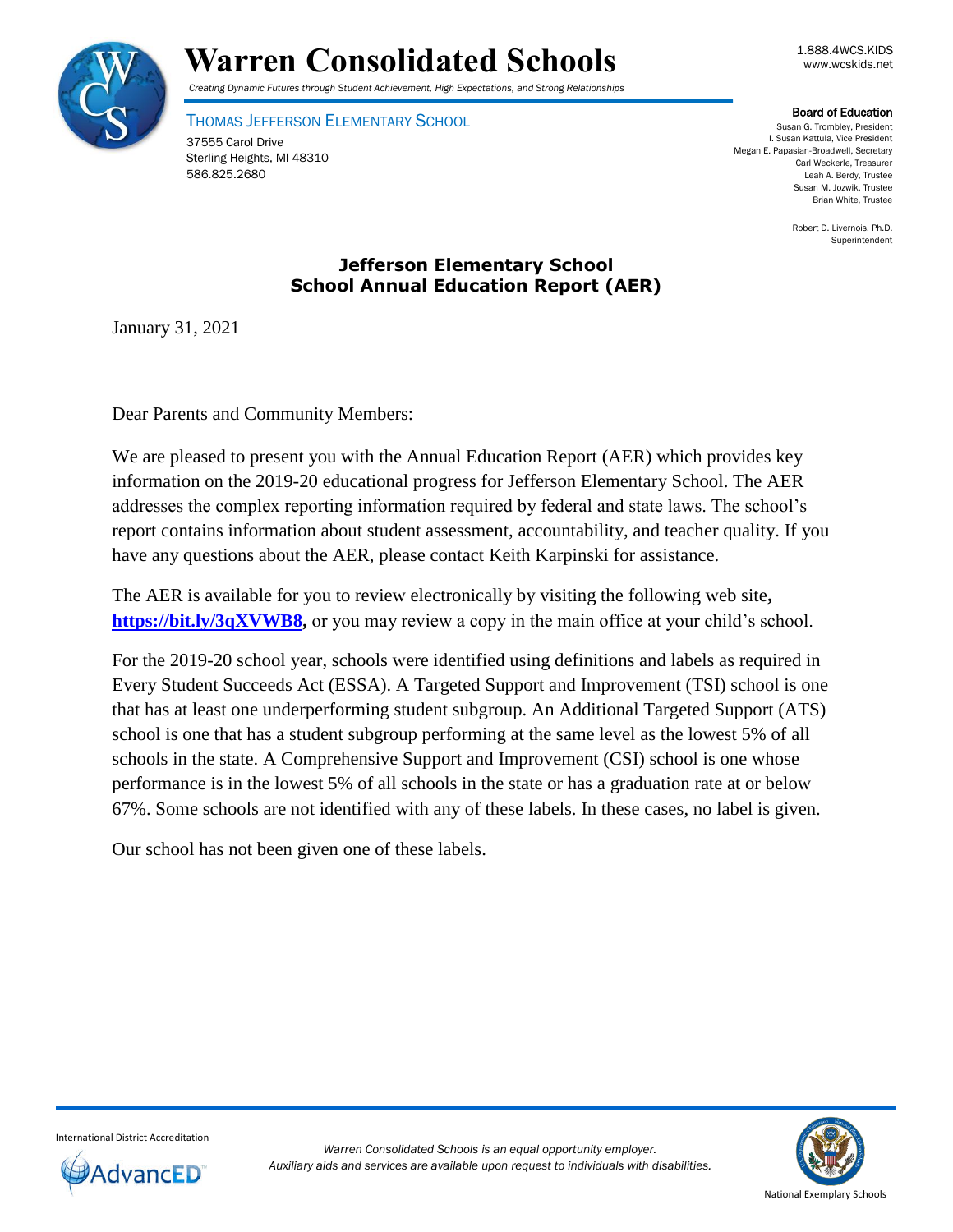# Warren Consolidated Schools

*Creating Dynamic Futures through Student Achievement, High Expectations, and Strong Relationships*

1.888.4WCS.KIDS
www.wcskids.net

THOMAS JEFFERSON ELEMENTARY SCHOOL
37555 Carol Drive
Sterling Heights, MI 48310
586.825.2680

**Board of Education**
Susan G. Trombley, President
I. Susan Kattula, Vice President
Megan E. Papasian-Broadwell, Secretary
Carl Weckerle, Treasurer
Leah A. Berdy, Trustee
Susan M. Jozwik, Trustee
Brian White, Trustee

Robert D. Livernois, Ph.D.
Superintendent

## Jefferson Elementary School
## School Annual Education Report (AER)

January 31, 2021

Dear Parents and Community Members:

We are pleased to present you with the Annual Education Report (AER) which provides key information on the 2019-20 educational progress for Jefferson Elementary School. The AER addresses the complex reporting information required by federal and state laws. The school's report contains information about student assessment, accountability, and teacher quality. If you have any questions about the AER, please contact Keith Karpinski for assistance.

The AER is available for you to review electronically by visiting the following web site**,** **https://bit.ly/3qXVWB8,** or you may review a copy in the main office at your child's school.

For the 2019-20 school year, schools were identified using definitions and labels as required in Every Student Succeeds Act (ESSA). A Targeted Support and Improvement (TSI) school is one that has at least one underperforming student subgroup. An Additional Targeted Support (ATS) school is one that has a student subgroup performing at the same level as the lowest 5% of all schools in the state. A Comprehensive Support and Improvement (CSI) school is one whose performance is in the lowest 5% of all schools in the state or has a graduation rate at or below 67%. Some schools are not identified with any of these labels. In these cases, no label is given.

Our school has not been given one of these labels.

International District Accreditation
AdvancED

*Warren Consolidated Schools is an equal opportunity employer.*
*Auxiliary aids and services are available upon request to individuals with disabilities.*

National Exemplary Schools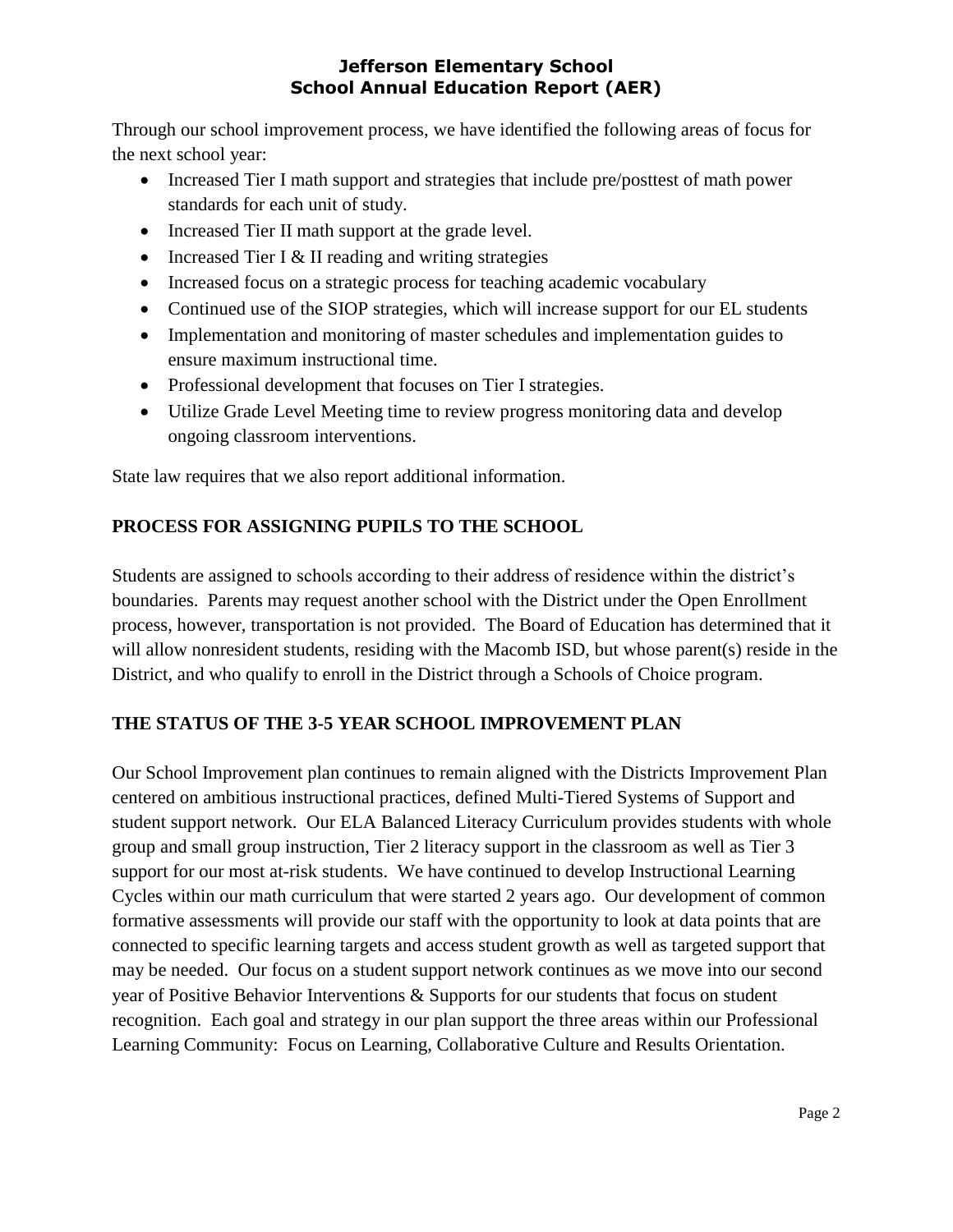Through our school improvement process, we have identified the following areas of focus for the next school year:

- Increased Tier I math support and strategies that include pre/posttest of math power standards for each unit of study.
- Increased Tier II math support at the grade level.
- Increased Tier I & II reading and writing strategies
- Increased focus on a strategic process for teaching academic vocabulary
- Continued use of the SIOP strategies, which will increase support for our EL students
- Implementation and monitoring of master schedules and implementation guides to ensure maximum instructional time.
- Professional development that focuses on Tier I strategies.
- Utilize Grade Level Meeting time to review progress monitoring data and develop ongoing classroom interventions.

State law requires that we also report additional information.

## PROCESS FOR ASSIGNING PUPILS TO THE SCHOOL

Students are assigned to schools according to their address of residence within the district's boundaries. Parents may request another school with the District under the Open Enrollment process, however, transportation is not provided. The Board of Education has determined that it will allow nonresident students, residing with the Macomb ISD, but whose parent(s) reside in the District, and who qualify to enroll in the District through a Schools of Choice program.

## THE STATUS OF THE 3-5 YEAR SCHOOL IMPROVEMENT PLAN

Our School Improvement plan continues to remain aligned with the Districts Improvement Plan centered on ambitious instructional practices, defined Multi-Tiered Systems of Support and student support network. Our ELA Balanced Literacy Curriculum provides students with whole group and small group instruction, Tier 2 literacy support in the classroom as well as Tier 3 support for our most at-risk students. We have continued to develop Instructional Learning Cycles within our math curriculum that were started 2 years ago. Our development of common formative assessments will provide our staff with the opportunity to look at data points that are connected to specific learning targets and access student growth as well as targeted support that may be needed. Our focus on a student support network continues as we move into our second year of Positive Behavior Interventions & Supports for our students that focus on student recognition. Each goal and strategy in our plan support the three areas within our Professional Learning Community: Focus on Learning, Collaborative Culture and Results Orientation.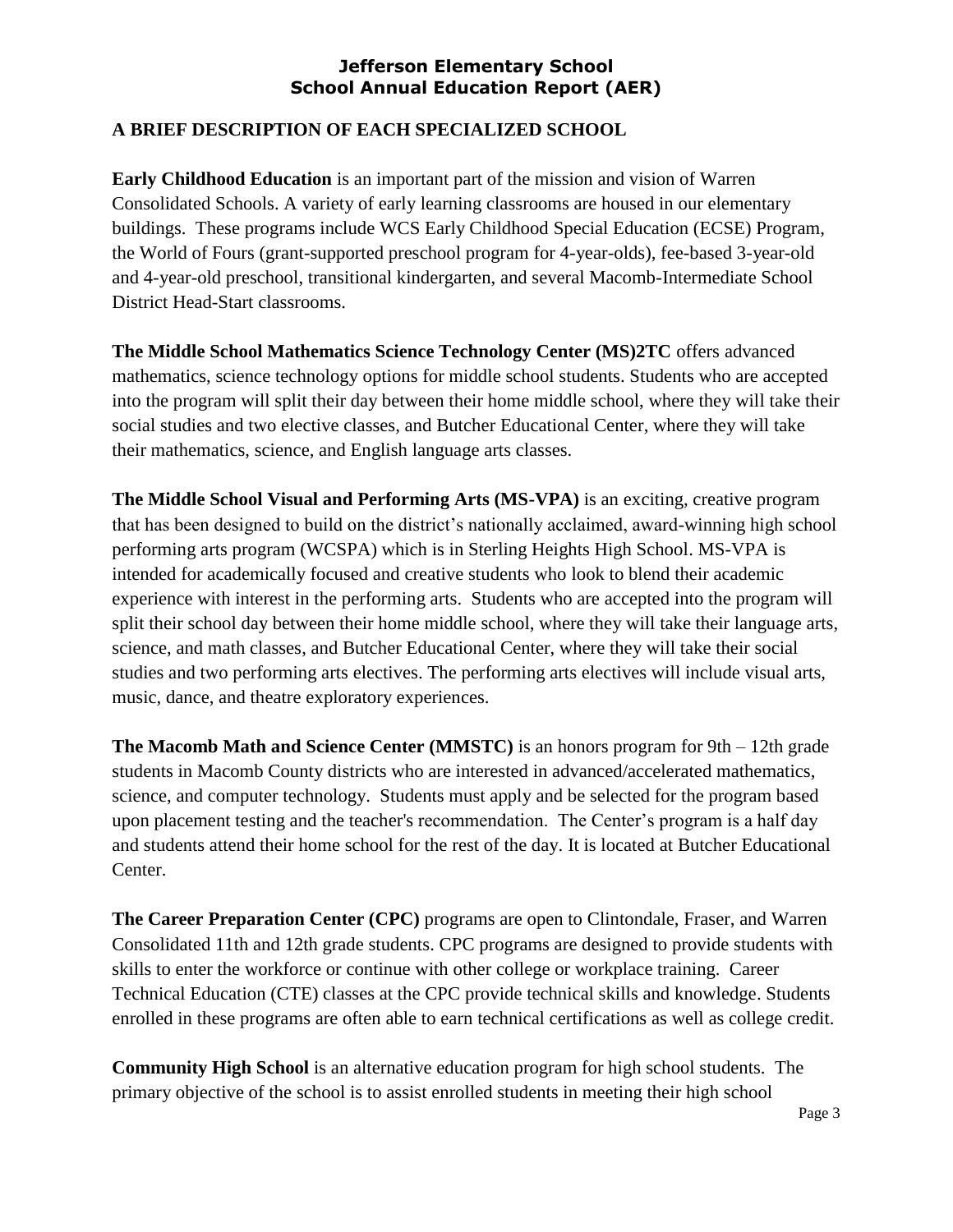## A BRIEF DESCRIPTION OF EACH SPECIALIZED SCHOOL

**Early Childhood Education** is an important part of the mission and vision of Warren Consolidated Schools. A variety of early learning classrooms are housed in our elementary buildings. These programs include WCS Early Childhood Special Education (ECSE) Program, the World of Fours (grant-supported preschool program for 4-year-olds), fee-based 3-year-old and 4-year-old preschool, transitional kindergarten, and several Macomb-Intermediate School District Head-Start classrooms.

**The Middle School Mathematics Science Technology Center (MS)2TC** offers advanced mathematics, science technology options for middle school students. Students who are accepted into the program will split their day between their home middle school, where they will take their social studies and two elective classes, and Butcher Educational Center, where they will take their mathematics, science, and English language arts classes.

**The Middle School Visual and Performing Arts (MS-VPA)** is an exciting, creative program that has been designed to build on the district's nationally acclaimed, award-winning high school performing arts program (WCSPA) which is in Sterling Heights High School. MS-VPA is intended for academically focused and creative students who look to blend their academic experience with interest in the performing arts. Students who are accepted into the program will split their school day between their home middle school, where they will take their language arts, science, and math classes, and Butcher Educational Center, where they will take their social studies and two performing arts electives. The performing arts electives will include visual arts, music, dance, and theatre exploratory experiences.

**The Macomb Math and Science Center (MMSTC)** is an honors program for 9th – 12th grade students in Macomb County districts who are interested in advanced/accelerated mathematics, science, and computer technology. Students must apply and be selected for the program based upon placement testing and the teacher's recommendation. The Center's program is a half day and students attend their home school for the rest of the day. It is located at Butcher Educational Center.

**The Career Preparation Center (CPC)** programs are open to Clintondale, Fraser, and Warren Consolidated 11th and 12th grade students. CPC programs are designed to provide students with skills to enter the workforce or continue with other college or workplace training. Career Technical Education (CTE) classes at the CPC provide technical skills and knowledge. Students enrolled in these programs are often able to earn technical certifications as well as college credit.

**Community High School** is an alternative education program for high school students. The primary objective of the school is to assist enrolled students in meeting their high school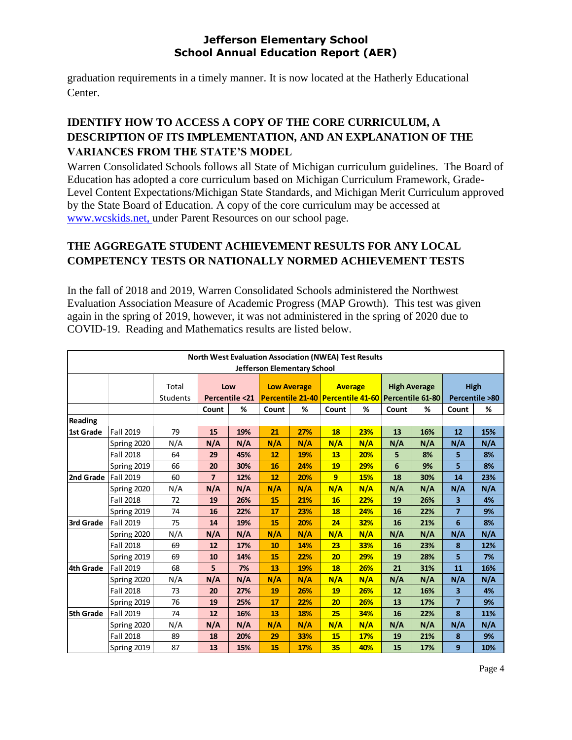graduation requirements in a timely manner. It is now located at the Hatherly Educational Center.

## IDENTIFY HOW TO ACCESS A COPY OF THE CORE CURRICULUM, A DESCRIPTION OF ITS IMPLEMENTATION, AND AN EXPLANATION OF THE VARIANCES FROM THE STATE'S MODEL

Warren Consolidated Schools follows all State of Michigan curriculum guidelines. The Board of Education has adopted a core curriculum based on Michigan Curriculum Framework, Grade-Level Content Expectations/Michigan State Standards, and Michigan Merit Curriculum approved by the State Board of Education. A copy of the core curriculum may be accessed at www.wcskids.net, under Parent Resources on our school page.

## THE AGGREGATE STUDENT ACHIEVEMENT RESULTS FOR ANY LOCAL COMPETENCY TESTS OR NATIONALLY NORMED ACHIEVEMENT TESTS

In the fall of 2018 and 2019, Warren Consolidated Schools administered the Northwest Evaluation Association Measure of Academic Progress (MAP Growth). This test was given again in the spring of 2019, however, it was not administered in the spring of 2020 due to COVID-19. Reading and Mathematics results are listed below.

**North West Evaluation Association (NWEA) Test Results**
**Jefferson Elementary School**

| | | Total Students | Low Percentile <21 | | Low Average Percentile 21-40 | | Average Percentile 41-60 | | High Average Percentile 61-80 | | High Percentile >80 | |
|---|---|---|---|---|---|---|---|---|---|---|---|---|
| | | | Count | % | Count | % | Count | % | Count | % | Count | % |
| **Reading** | | | | | | | | | | | | |
| **1st Grade** | Fall 2019 | 79 | 15 | 19% | 21 | 27% | 18 | 23% | 13 | 16% | 12 | 15% |
| | Spring 2020 | N/A | N/A | N/A | N/A | N/A | N/A | N/A | N/A | N/A | N/A | N/A |
| | Fall 2018 | 64 | 29 | 45% | 12 | 19% | 13 | 20% | 5 | 8% | 5 | 8% |
| | Spring 2019 | 66 | 20 | 30% | 16 | 24% | 19 | 29% | 6 | 9% | 5 | 8% |
| **2nd Grade** | Fall 2019 | 60 | 7 | 12% | 12 | 20% | 9 | 15% | 18 | 30% | 14 | 23% |
| | Spring 2020 | N/A | N/A | N/A | N/A | N/A | N/A | N/A | N/A | N/A | N/A | N/A |
| | Fall 2018 | 72 | 19 | 26% | 15 | 21% | 16 | 22% | 19 | 26% | 3 | 4% |
| | Spring 2019 | 74 | 16 | 22% | 17 | 23% | 18 | 24% | 16 | 22% | 7 | 9% |
| **3rd Grade** | Fall 2019 | 75 | 14 | 19% | 15 | 20% | 24 | 32% | 16 | 21% | 6 | 8% |
| | Spring 2020 | N/A | N/A | N/A | N/A | N/A | N/A | N/A | N/A | N/A | N/A | N/A |
| | Fall 2018 | 69 | 12 | 17% | 10 | 14% | 23 | 33% | 16 | 23% | 8 | 12% |
| | Spring 2019 | 69 | 10 | 14% | 15 | 22% | 20 | 29% | 19 | 28% | 5 | 7% |
| **4th Grade** | Fall 2019 | 68 | 5 | 7% | 13 | 19% | 18 | 26% | 21 | 31% | 11 | 16% |
| | Spring 2020 | N/A | N/A | N/A | N/A | N/A | N/A | N/A | N/A | N/A | N/A | N/A |
| | Fall 2018 | 73 | 20 | 27% | 19 | 26% | 19 | 26% | 12 | 16% | 3 | 4% |
| | Spring 2019 | 76 | 19 | 25% | 17 | 22% | 20 | 26% | 13 | 17% | 7 | 9% |
| **5th Grade** | Fall 2019 | 74 | 12 | 16% | 13 | 18% | 25 | 34% | 16 | 22% | 8 | 11% |
| | Spring 2020 | N/A | N/A | N/A | N/A | N/A | N/A | N/A | N/A | N/A | N/A | N/A |
| | Fall 2018 | 89 | 18 | 20% | 29 | 33% | 15 | 17% | 19 | 21% | 8 | 9% |
| | Spring 2019 | 87 | 13 | 15% | 15 | 17% | 35 | 40% | 15 | 17% | 9 | 10% |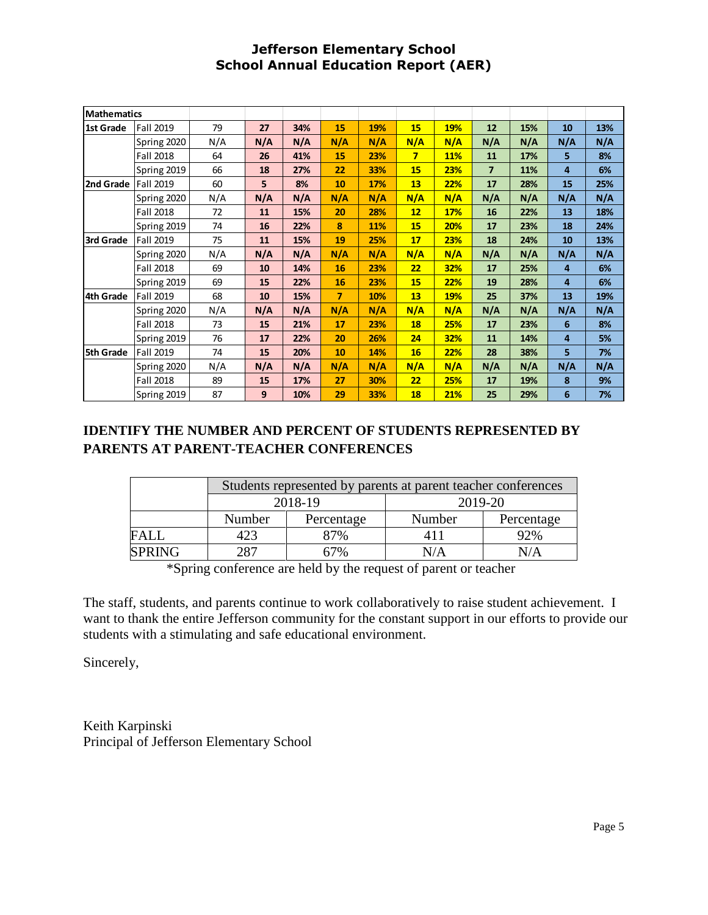# Jefferson Elementary School
# School Annual Education Report (AER)

| Mathematics | | | | | | | | | | | | |
|---|---|---|---|---|---|---|---|---|---|---|---|---|
| 1st Grade | Fall 2019 | 79 | 27 | 34% | 15 | 19% | 15 | 19% | 12 | 15% | 10 | 13% |
| | Spring 2020 | N/A | N/A | N/A | N/A | N/A | N/A | N/A | N/A | N/A | N/A | N/A |
| | Fall 2018 | 64 | 26 | 41% | 15 | 23% | 7 | 11% | 11 | 17% | 5 | 8% |
| | Spring 2019 | 66 | 18 | 27% | 22 | 33% | 15 | 23% | 7 | 11% | 4 | 6% |
| 2nd Grade | Fall 2019 | 60 | 5 | 8% | 10 | 17% | 13 | 22% | 17 | 28% | 15 | 25% |
| | Spring 2020 | N/A | N/A | N/A | N/A | N/A | N/A | N/A | N/A | N/A | N/A | N/A |
| | Fall 2018 | 72 | 11 | 15% | 20 | 28% | 12 | 17% | 16 | 22% | 13 | 18% |
| | Spring 2019 | 74 | 16 | 22% | 8 | 11% | 15 | 20% | 17 | 23% | 18 | 24% |
| 3rd Grade | Fall 2019 | 75 | 11 | 15% | 19 | 25% | 17 | 23% | 18 | 24% | 10 | 13% |
| | Spring 2020 | N/A | N/A | N/A | N/A | N/A | N/A | N/A | N/A | N/A | N/A | N/A |
| | Fall 2018 | 69 | 10 | 14% | 16 | 23% | 22 | 32% | 17 | 25% | 4 | 6% |
| | Spring 2019 | 69 | 15 | 22% | 16 | 23% | 15 | 22% | 19 | 28% | 4 | 6% |
| 4th Grade | Fall 2019 | 68 | 10 | 15% | 7 | 10% | 13 | 19% | 25 | 37% | 13 | 19% |
| | Spring 2020 | N/A | N/A | N/A | N/A | N/A | N/A | N/A | N/A | N/A | N/A | N/A |
| | Fall 2018 | 73 | 15 | 21% | 17 | 23% | 18 | 25% | 17 | 23% | 6 | 8% |
| | Spring 2019 | 76 | 17 | 22% | 20 | 26% | 24 | 32% | 11 | 14% | 4 | 5% |
| 5th Grade | Fall 2019 | 74 | 15 | 20% | 10 | 14% | 16 | 22% | 28 | 38% | 5 | 7% |
| | Spring 2020 | N/A | N/A | N/A | N/A | N/A | N/A | N/A | N/A | N/A | N/A | N/A |
| | Fall 2018 | 89 | 15 | 17% | 27 | 30% | 22 | 25% | 17 | 19% | 8 | 9% |
| | Spring 2019 | 87 | 9 | 10% | 29 | 33% | 18 | 21% | 25 | 29% | 6 | 7% |

## IDENTIFY THE NUMBER AND PERCENT OF STUDENTS REPRESENTED BY PARENTS AT PARENT-TEACHER CONFERENCES

| | Students represented by parents at parent teacher conferences | | | |
|---|---|---|---|---|
| | 2018-19 | | 2019-20 | |
| | Number | Percentage | Number | Percentage |
| FALL | 423 | 87% | 411 | 92% |
| SPRING | 287 | 67% | N/A | N/A |

*Spring conference are held by the request of parent or teacher

The staff, students, and parents continue to work collaboratively to raise student achievement. I want to thank the entire Jefferson community for the constant support in our efforts to provide our students with a stimulating and safe educational environment.

Sincerely,

Keith Karpinski
Principal of Jefferson Elementary School